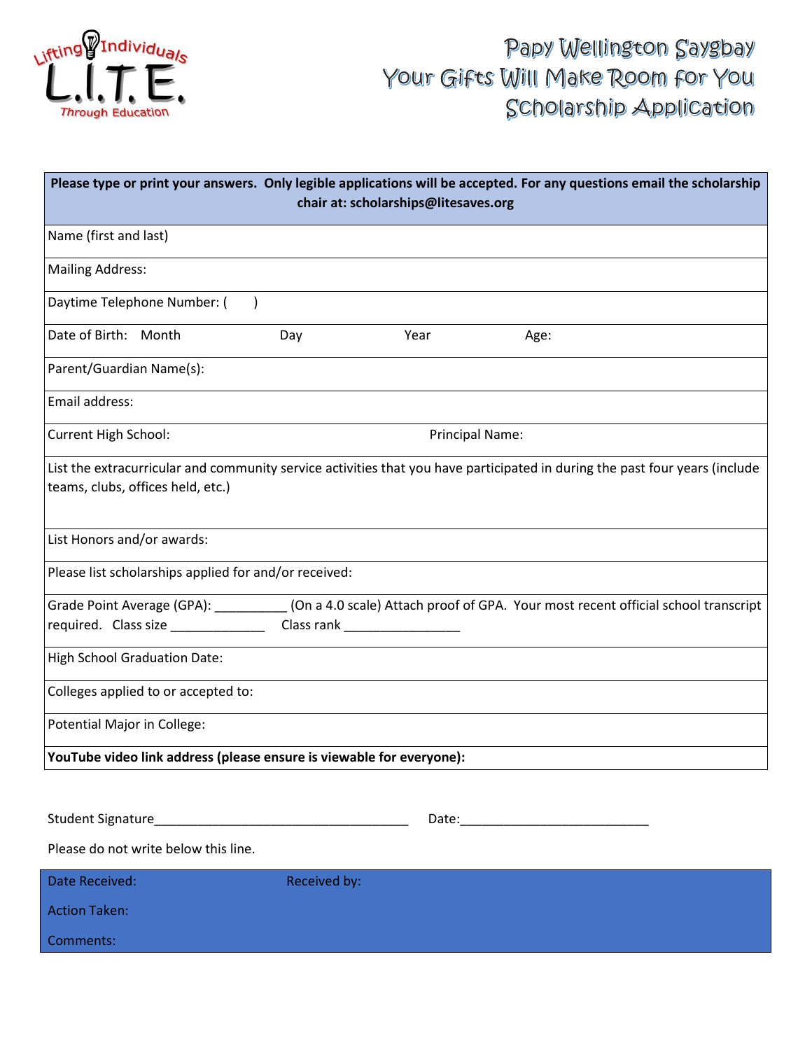Lifting Individuals **L.I.T.E.** Through Education

# Papy Wellington Saygbay Your Gifts Will Make Room for You Scholarship Application

| **Please type or print your answers. Only legible applications will be accepted. For any questions email the scholarship chair at: scholarships@litesaves.org** |
|---|
| Name (first and last) |
| Mailing Address: |
| Daytime Telephone Number: (      ) |
| Date of Birth:    Month                    Day                    Year                    Age: |
| Parent/Guardian Name(s): |
| Email address: |
| Current High School:                                        Principal Name: |
| List the extracurricular and community service activities that you have participated in during the past four years (include teams, clubs, offices held, etc.) |
| List Honors and/or awards: |
| Please list scholarships applied for and/or received: |
| Grade Point Average (GPA): __________ (On a 4.0 scale) Attach proof of GPA. Your most recent official school transcript required.   Class size _____________   Class rank ________________ |
| High School Graduation Date: |
| Colleges applied to or accepted to: |
| Potential Major in College: |
| **YouTube video link address (please ensure is viewable for everyone):** |

Student Signature____________________________________   Date:__________________________

Please do not write below this line.

| Date Received: | Received by: |
|---|---|
| Action Taken: | |
| Comments: | |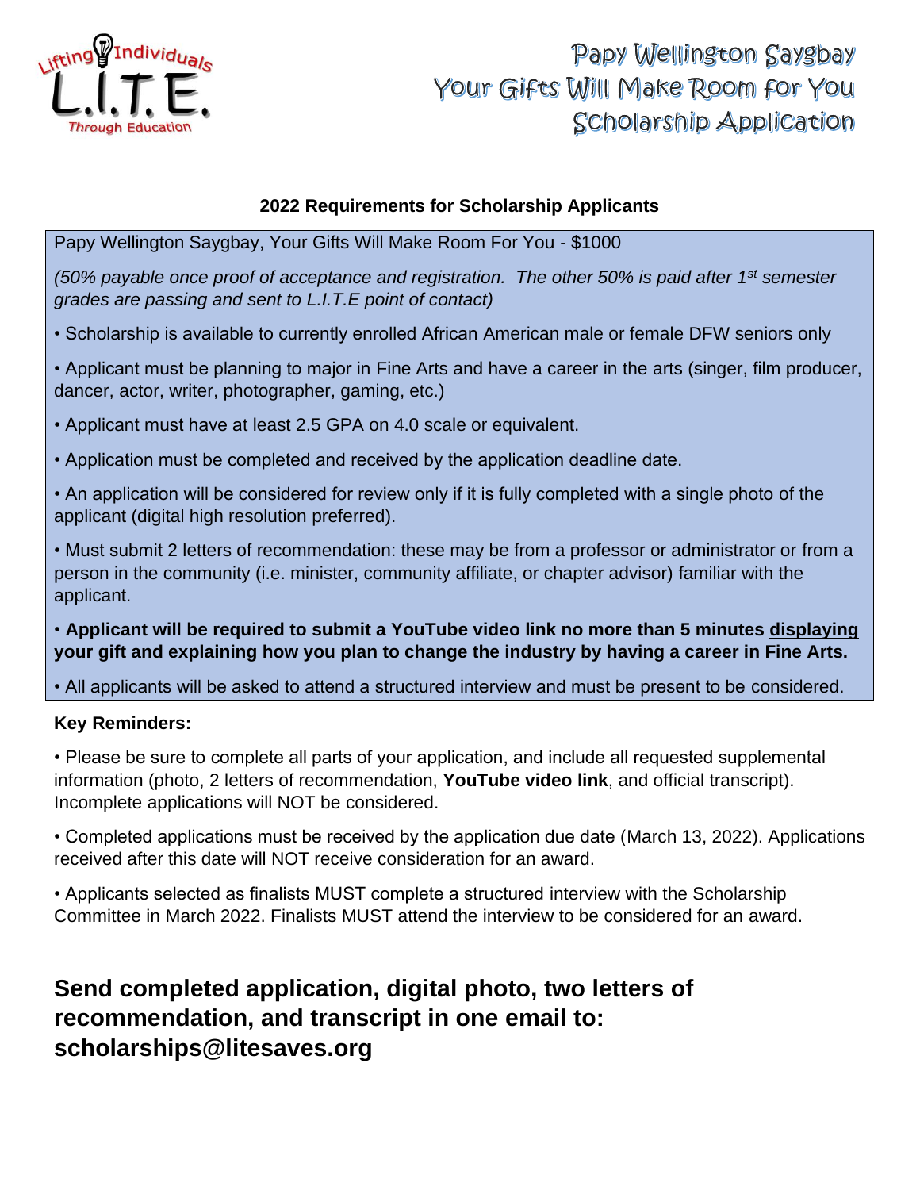Lifting Individuals L.I.T.E. Through Education

# Papy Wellington Saygbay Your Gifts Will Make Room for You Scholarship Application

### 2022 Requirements for Scholarship Applicants

Papy Wellington Saygbay, Your Gifts Will Make Room For You - $1000

*(50% payable once proof of acceptance and registration. The other 50% is paid after 1st semester grades are passing and sent to L.I.T.E point of contact)*

- Scholarship is available to currently enrolled African American male or female DFW seniors only
- Applicant must be planning to major in Fine Arts and have a career in the arts (singer, film producer, dancer, actor, writer, photographer, gaming, etc.)
- Applicant must have at least 2.5 GPA on 4.0 scale or equivalent.
- Application must be completed and received by the application deadline date.
- An application will be considered for review only if it is fully completed with a single photo of the applicant (digital high resolution preferred).
- Must submit 2 letters of recommendation: these may be from a professor or administrator or from a person in the community (i.e. minister, community affiliate, or chapter advisor) familiar with the applicant.
- **Applicant will be required to submit a YouTube video link no more than 5 minutes displaying your gift and explaining how you plan to change the industry by having a career in Fine Arts.**
- All applicants will be asked to attend a structured interview and must be present to be considered.

**Key Reminders:**

- Please be sure to complete all parts of your application, and include all requested supplemental information (photo, 2 letters of recommendation, **YouTube video link**, and official transcript). Incomplete applications will NOT be considered.
- Completed applications must be received by the application due date (March 13, 2022). Applications received after this date will NOT receive consideration for an award.
- Applicants selected as finalists MUST complete a structured interview with the Scholarship Committee in March 2022. Finalists MUST attend the interview to be considered for an award.

## Send completed application, digital photo, two letters of recommendation, and transcript in one email to: scholarships@litesaves.org